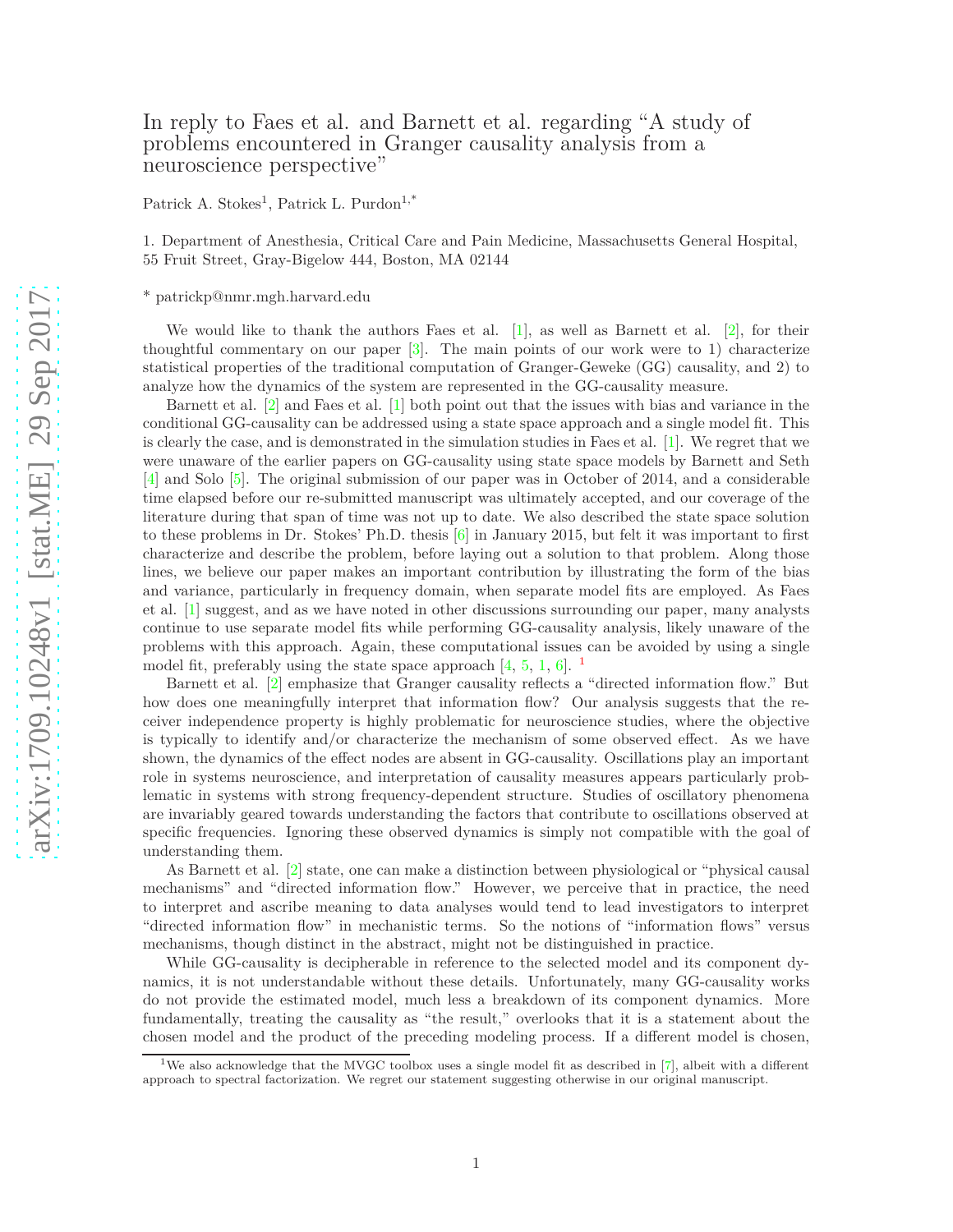# In reply to Faes et al. and Barnett et al. regarding "A study of problems encountered in Granger causality analysis from a neuroscience perspective"

Patrick A. Stokes[1], Patrick L. Purdon[1,*]

1. Department of Anesthesia, Critical Care and Pain Medicine, Massachusetts General Hospital, 55 Fruit Street, Gray-Bigelow 444, Boston, MA 02144

* patrickp@nmr.mgh.harvard.edu

We would like to thank the authors Faes et al. [1], as well as Barnett et al. [2], for their thoughtful commentary on our paper [3]. The main points of our work were to 1) characterize statistical properties of the traditional computation of Granger-Geweke (GG) causality, and 2) to analyze how the dynamics of the system are represented in the GG-causality measure.

Barnett et al. [2] and Faes et al. [1] both point out that the issues with bias and variance in the conditional GG-causality can be addressed using a state space approach and a single model fit. This is clearly the case, and is demonstrated in the simulation studies in Faes et al. [1]. We regret that we were unaware of the earlier papers on GG-causality using state space models by Barnett and Seth [4] and Solo [5]. The original submission of our paper was in October of 2014, and a considerable time elapsed before our re-submitted manuscript was ultimately accepted, and our coverage of the literature during that span of time was not up to date. We also described the state space solution to these problems in Dr. Stokes' Ph.D. thesis [6] in January 2015, but felt it was important to first characterize and describe the problem, before laying out a solution to that problem. Along those lines, we believe our paper makes an important contribution by illustrating the form of the bias and variance, particularly in frequency domain, when separate model fits are employed. As Faes et al. [1] suggest, and as we have noted in other discussions surrounding our paper, many analysts continue to use separate model fits while performing GG-causality analysis, likely unaware of the problems with this approach. Again, these computational issues can be avoided by using a single model fit, preferably using the state space approach [4, 5, 1, 6]. [1]

Barnett et al. [2] emphasize that Granger causality reflects a "directed information flow." But how does one meaningfully interpret that information flow? Our analysis suggests that the receiver independence property is highly problematic for neuroscience studies, where the objective is typically to identify and/or characterize the mechanism of some observed effect. As we have shown, the dynamics of the effect nodes are absent in GG-causality. Oscillations play an important role in systems neuroscience, and interpretation of causality measures appears particularly problematic in systems with strong frequency-dependent structure. Studies of oscillatory phenomena are invariably geared towards understanding the factors that contribute to oscillations observed at specific frequencies. Ignoring these observed dynamics is simply not compatible with the goal of understanding them.

As Barnett et al. [2] state, one can make a distinction between physiological or "physical causal mechanisms" and "directed information flow." However, we perceive that in practice, the need to interpret and ascribe meaning to data analyses would tend to lead investigators to interpret "directed information flow" in mechanistic terms. So the notions of "information flows" versus mechanisms, though distinct in the abstract, might not be distinguished in practice.

While GG-causality is decipherable in reference to the selected model and its component dynamics, it is not understandable without these details. Unfortunately, many GG-causality works do not provide the estimated model, much less a breakdown of its component dynamics. More fundamentally, treating the causality as "the result," overlooks that it is a statement about the chosen model and the product of the preceding modeling process. If a different model is chosen,

[1] We also acknowledge that the MVGC toolbox uses a single model fit as described in [7], albeit with a different approach to spectral factorization. We regret our statement suggesting otherwise in our original manuscript.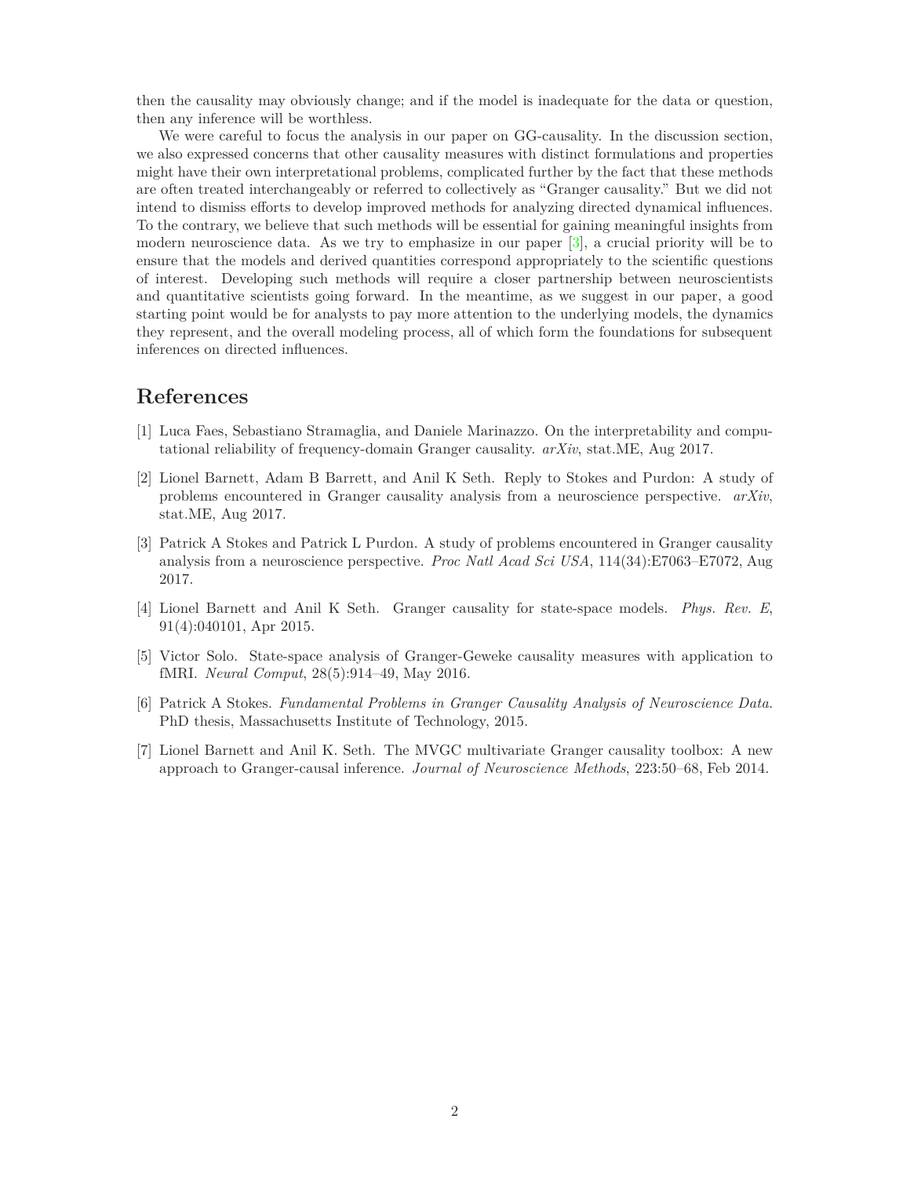then the causality may obviously change; and if the model is inadequate for the data or question, then any inference will be worthless.

We were careful to focus the analysis in our paper on GG-causality. In the discussion section, we also expressed concerns that other causality measures with distinct formulations and properties might have their own interpretational problems, complicated further by the fact that these methods are often treated interchangeably or referred to collectively as "Granger causality." But we did not intend to dismiss efforts to develop improved methods for analyzing directed dynamical influences. To the contrary, we believe that such methods will be essential for gaining meaningful insights from modern neuroscience data. As we try to emphasize in our paper [3], a crucial priority will be to ensure that the models and derived quantities correspond appropriately to the scientific questions of interest. Developing such methods will require a closer partnership between neuroscientists and quantitative scientists going forward. In the meantime, as we suggest in our paper, a good starting point would be for analysts to pay more attention to the underlying models, the dynamics they represent, and the overall modeling process, all of which form the foundations for subsequent inferences on directed influences.

# References

[1] Luca Faes, Sebastiano Stramaglia, and Daniele Marinazzo. On the interpretability and computational reliability of frequency-domain Granger causality. *arXiv*, stat.ME, Aug 2017.

[2] Lionel Barnett, Adam B Barrett, and Anil K Seth. Reply to Stokes and Purdon: A study of problems encountered in Granger causality analysis from a neuroscience perspective. *arXiv*, stat.ME, Aug 2017.

[3] Patrick A Stokes and Patrick L Purdon. A study of problems encountered in Granger causality analysis from a neuroscience perspective. *Proc Natl Acad Sci USA*, 114(34):E7063–E7072, Aug 2017.

[4] Lionel Barnett and Anil K Seth. Granger causality for state-space models. *Phys. Rev. E*, 91(4):040101, Apr 2015.

[5] Victor Solo. State-space analysis of Granger-Geweke causality measures with application to fMRI. *Neural Comput*, 28(5):914–49, May 2016.

[6] Patrick A Stokes. *Fundamental Problems in Granger Causality Analysis of Neuroscience Data*. PhD thesis, Massachusetts Institute of Technology, 2015.

[7] Lionel Barnett and Anil K. Seth. The MVGC multivariate Granger causality toolbox: A new approach to Granger-causal inference. *Journal of Neuroscience Methods*, 223:50–68, Feb 2014.